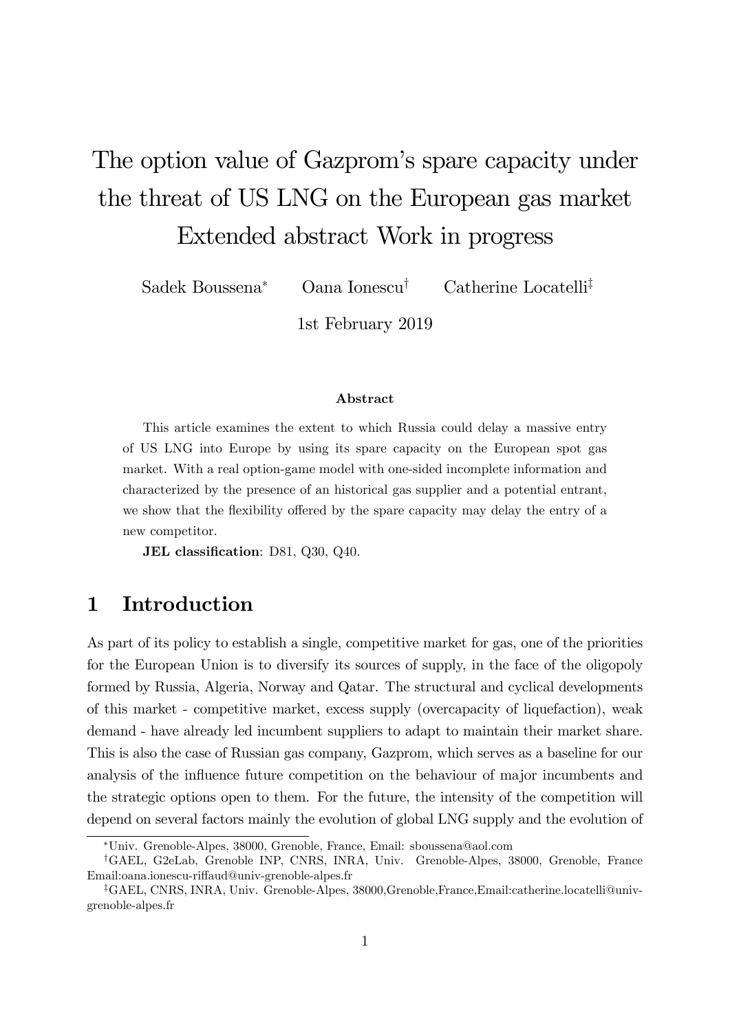# The option value of Gazprom's spare capacity under the threat of US LNG on the European gas market Extended abstract Work in progress

Sadek Boussena[*] Oana Ionescu[†] Catherine Locatelli[‡]

1st February 2019

### Abstract

This article examines the extent to which Russia could delay a massive entry of US LNG into Europe by using its spare capacity on the European spot gas market. With a real option-game model with one-sided incomplete information and characterized by the presence of an historical gas supplier and a potential entrant, we show that the flexibility offered by the spare capacity may delay the entry of a new competitor.

**JEL classification**: D81, Q30, Q40.

## 1 Introduction

As part of its policy to establish a single, competitive market for gas, one of the priorities for the European Union is to diversify its sources of supply, in the face of the oligopoly formed by Russia, Algeria, Norway and Qatar. The structural and cyclical developments of this market - competitive market, excess supply (overcapacity of liquefaction), weak demand - have already led incumbent suppliers to adapt to maintain their market share. This is also the case of Russian gas company, Gazprom, which serves as a baseline for our analysis of the influence future competition on the behaviour of major incumbents and the strategic options open to them. For the future, the intensity of the competition will depend on several factors mainly the evolution of global LNG supply and the evolution of

---

[*] Univ. Grenoble-Alpes, 38000, Grenoble, France, Email: sboussena@aol.com

[†] GAEL, G2eLab, Grenoble INP, CNRS, INRA, Univ. Grenoble-Alpes, 38000, Grenoble, France Email:oana.ionescu-riffaud@univ-grenoble-alpes.fr

[‡] GAEL, CNRS, INRA, Univ. Grenoble-Alpes, 38000,Grenoble,France,Email:catherine.locatelli@univ-grenoble-alpes.fr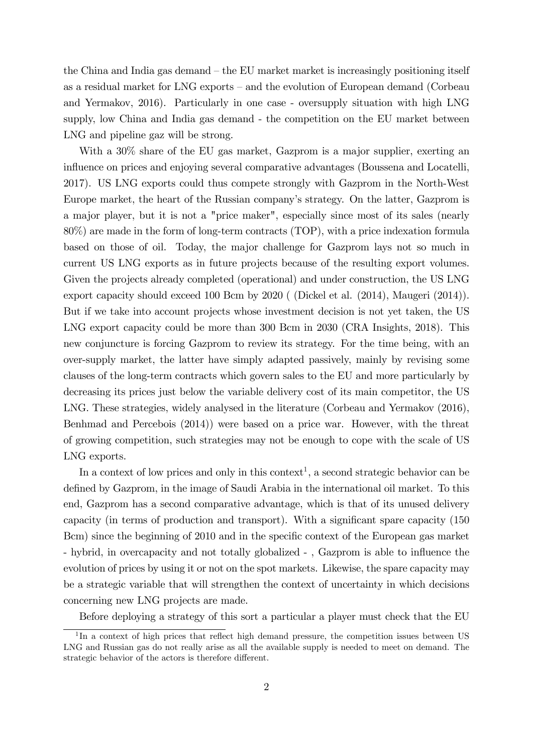the China and India gas demand – the EU market market is increasingly positioning itself as a residual market for LNG exports – and the evolution of European demand (Corbeau and Yermakov, 2016). Particularly in one case - oversupply situation with high LNG supply, low China and India gas demand - the competition on the EU market between LNG and pipeline gaz will be strong.

With a 30% share of the EU gas market, Gazprom is a major supplier, exerting an influence on prices and enjoying several comparative advantages (Boussena and Locatelli, 2017). US LNG exports could thus compete strongly with Gazprom in the North-West Europe market, the heart of the Russian company's strategy. On the latter, Gazprom is a major player, but it is not a "price maker", especially since most of its sales (nearly 80%) are made in the form of long-term contracts (TOP), with a price indexation formula based on those of oil. Today, the major challenge for Gazprom lays not so much in current US LNG exports as in future projects because of the resulting export volumes. Given the projects already completed (operational) and under construction, the US LNG export capacity should exceed 100 Bcm by 2020 ( (Dickel et al. (2014), Maugeri (2014)). But if we take into account projects whose investment decision is not yet taken, the US LNG export capacity could be more than 300 Bcm in 2030 (CRA Insights, 2018). This new conjuncture is forcing Gazprom to review its strategy. For the time being, with an over-supply market, the latter have simply adapted passively, mainly by revising some clauses of the long-term contracts which govern sales to the EU and more particularly by decreasing its prices just below the variable delivery cost of its main competitor, the US LNG. These strategies, widely analysed in the literature (Corbeau and Yermakov (2016), Benhmad and Percebois (2014)) were based on a price war. However, with the threat of growing competition, such strategies may not be enough to cope with the scale of US LNG exports.

In a context of low prices and only in this context[1], a second strategic behavior can be defined by Gazprom, in the image of Saudi Arabia in the international oil market. To this end, Gazprom has a second comparative advantage, which is that of its unused delivery capacity (in terms of production and transport). With a significant spare capacity (150 Bcm) since the beginning of 2010 and in the specific context of the European gas market - hybrid, in overcapacity and not totally globalized - , Gazprom is able to influence the evolution of prices by using it or not on the spot markets. Likewise, the spare capacity may be a strategic variable that will strengthen the context of uncertainty in which decisions concerning new LNG projects are made.

Before deploying a strategy of this sort a particular a player must check that the EU

[1] In a context of high prices that reflect high demand pressure, the competition issues between US LNG and Russian gas do not really arise as all the available supply is needed to meet on demand. The strategic behavior of the actors is therefore different.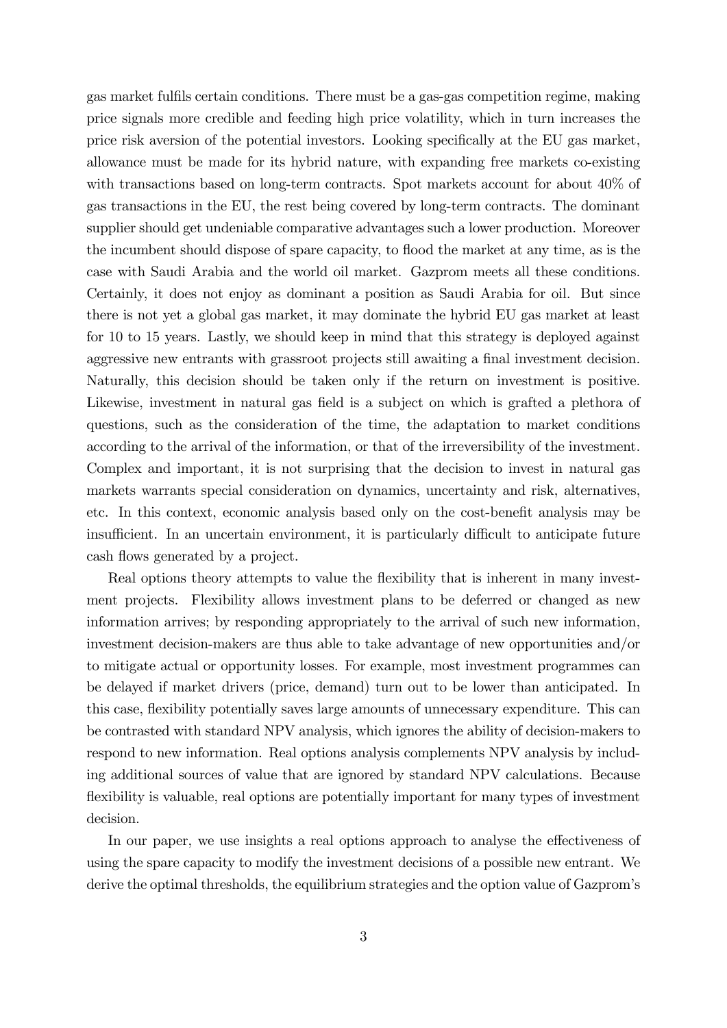gas market fulfils certain conditions. There must be a gas-gas competition regime, making price signals more credible and feeding high price volatility, which in turn increases the price risk aversion of the potential investors. Looking specifically at the EU gas market, allowance must be made for its hybrid nature, with expanding free markets co-existing with transactions based on long-term contracts. Spot markets account for about 40% of gas transactions in the EU, the rest being covered by long-term contracts. The dominant supplier should get undeniable comparative advantages such a lower production. Moreover the incumbent should dispose of spare capacity, to flood the market at any time, as is the case with Saudi Arabia and the world oil market. Gazprom meets all these conditions. Certainly, it does not enjoy as dominant a position as Saudi Arabia for oil. But since there is not yet a global gas market, it may dominate the hybrid EU gas market at least for 10 to 15 years. Lastly, we should keep in mind that this strategy is deployed against aggressive new entrants with grassroot projects still awaiting a final investment decision. Naturally, this decision should be taken only if the return on investment is positive. Likewise, investment in natural gas field is a subject on which is grafted a plethora of questions, such as the consideration of the time, the adaptation to market conditions according to the arrival of the information, or that of the irreversibility of the investment. Complex and important, it is not surprising that the decision to invest in natural gas markets warrants special consideration on dynamics, uncertainty and risk, alternatives, etc. In this context, economic analysis based only on the cost-benefit analysis may be insufficient. In an uncertain environment, it is particularly difficult to anticipate future cash flows generated by a project.

Real options theory attempts to value the flexibility that is inherent in many investment projects. Flexibility allows investment plans to be deferred or changed as new information arrives; by responding appropriately to the arrival of such new information, investment decision-makers are thus able to take advantage of new opportunities and/or to mitigate actual or opportunity losses. For example, most investment programmes can be delayed if market drivers (price, demand) turn out to be lower than anticipated. In this case, flexibility potentially saves large amounts of unnecessary expenditure. This can be contrasted with standard NPV analysis, which ignores the ability of decision-makers to respond to new information. Real options analysis complements NPV analysis by including additional sources of value that are ignored by standard NPV calculations. Because flexibility is valuable, real options are potentially important for many types of investment decision.

In our paper, we use insights a real options approach to analyse the effectiveness of using the spare capacity to modify the investment decisions of a possible new entrant. We derive the optimal thresholds, the equilibrium strategies and the option value of Gazprom's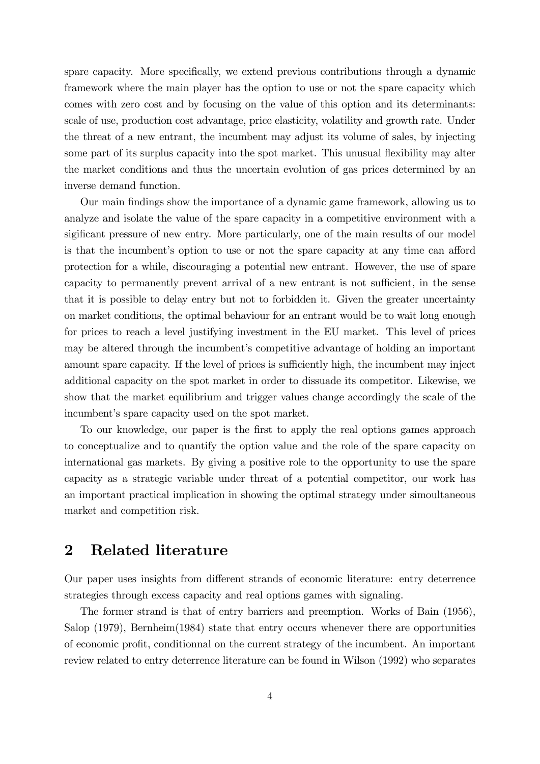spare capacity. More specifically, we extend previous contributions through a dynamic framework where the main player has the option to use or not the spare capacity which comes with zero cost and by focusing on the value of this option and its determinants: scale of use, production cost advantage, price elasticity, volatility and growth rate. Under the threat of a new entrant, the incumbent may adjust its volume of sales, by injecting some part of its surplus capacity into the spot market. This unusual flexibility may alter the market conditions and thus the uncertain evolution of gas prices determined by an inverse demand function.

Our main findings show the importance of a dynamic game framework, allowing us to analyze and isolate the value of the spare capacity in a competitive environment with a sigificant pressure of new entry. More particularly, one of the main results of our model is that the incumbent's option to use or not the spare capacity at any time can afford protection for a while, discouraging a potential new entrant. However, the use of spare capacity to permanently prevent arrival of a new entrant is not sufficient, in the sense that it is possible to delay entry but not to forbidden it. Given the greater uncertainty on market conditions, the optimal behaviour for an entrant would be to wait long enough for prices to reach a level justifying investment in the EU market. This level of prices may be altered through the incumbent's competitive advantage of holding an important amount spare capacity. If the level of prices is sufficiently high, the incumbent may inject additional capacity on the spot market in order to dissuade its competitor. Likewise, we show that the market equilibrium and trigger values change accordingly the scale of the incumbent's spare capacity used on the spot market.

To our knowledge, our paper is the first to apply the real options games approach to conceptualize and to quantify the option value and the role of the spare capacity on international gas markets. By giving a positive role to the opportunity to use the spare capacity as a strategic variable under threat of a potential competitor, our work has an important practical implication in showing the optimal strategy under simoultaneous market and competition risk.

## 2 Related literature

Our paper uses insights from different strands of economic literature: entry deterrence strategies through excess capacity and real options games with signaling.

The former strand is that of entry barriers and preemption. Works of Bain (1956), Salop (1979), Bernheim(1984) state that entry occurs whenever there are opportunities of economic profit, conditionnal on the current strategy of the incumbent. An important review related to entry deterrence literature can be found in Wilson (1992) who separates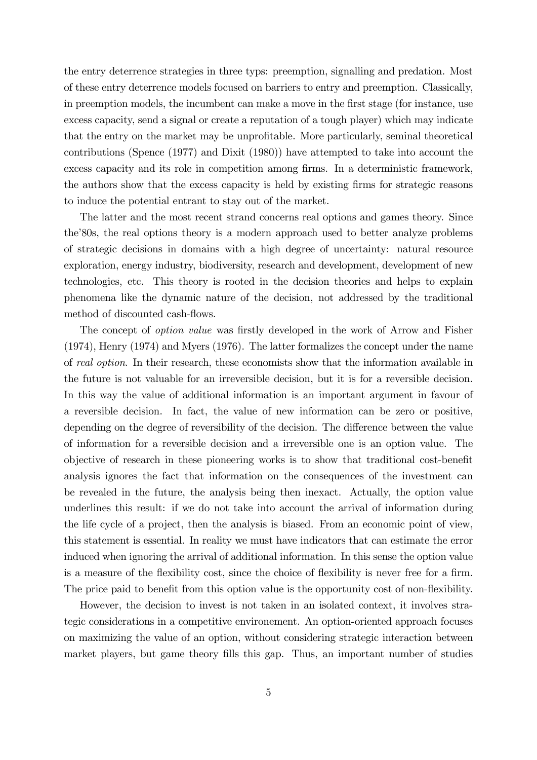the entry deterrence strategies in three typs: preemption, signalling and predation. Most of these entry deterrence models focused on barriers to entry and preemption. Classically, in preemption models, the incumbent can make a move in the first stage (for instance, use excess capacity, send a signal or create a reputation of a tough player) which may indicate that the entry on the market may be unprofitable. More particularly, seminal theoretical contributions (Spence (1977) and Dixit (1980)) have attempted to take into account the excess capacity and its role in competition among firms. In a deterministic framework, the authors show that the excess capacity is held by existing firms for strategic reasons to induce the potential entrant to stay out of the market.

The latter and the most recent strand concerns real options and games theory. Since the'80s, the real options theory is a modern approach used to better analyze problems of strategic decisions in domains with a high degree of uncertainty: natural resource exploration, energy industry, biodiversity, research and development, development of new technologies, etc. This theory is rooted in the decision theories and helps to explain phenomena like the dynamic nature of the decision, not addressed by the traditional method of discounted cash-flows.

The concept of *option value* was firstly developed in the work of Arrow and Fisher (1974), Henry (1974) and Myers (1976). The latter formalizes the concept under the name of *real option*. In their research, these economists show that the information available in the future is not valuable for an irreversible decision, but it is for a reversible decision. In this way the value of additional information is an important argument in favour of a reversible decision. In fact, the value of new information can be zero or positive, depending on the degree of reversibility of the decision. The difference between the value of information for a reversible decision and a irreversible one is an option value. The objective of research in these pioneering works is to show that traditional cost-benefit analysis ignores the fact that information on the consequences of the investment can be revealed in the future, the analysis being then inexact. Actually, the option value underlines this result: if we do not take into account the arrival of information during the life cycle of a project, then the analysis is biased. From an economic point of view, this statement is essential. In reality we must have indicators that can estimate the error induced when ignoring the arrival of additional information. In this sense the option value is a measure of the flexibility cost, since the choice of flexibility is never free for a firm. The price paid to benefit from this option value is the opportunity cost of non-flexibility.

However, the decision to invest is not taken in an isolated context, it involves strategic considerations in a competitive environement. An option-oriented approach focuses on maximizing the value of an option, without considering strategic interaction between market players, but game theory fills this gap. Thus, an important number of studies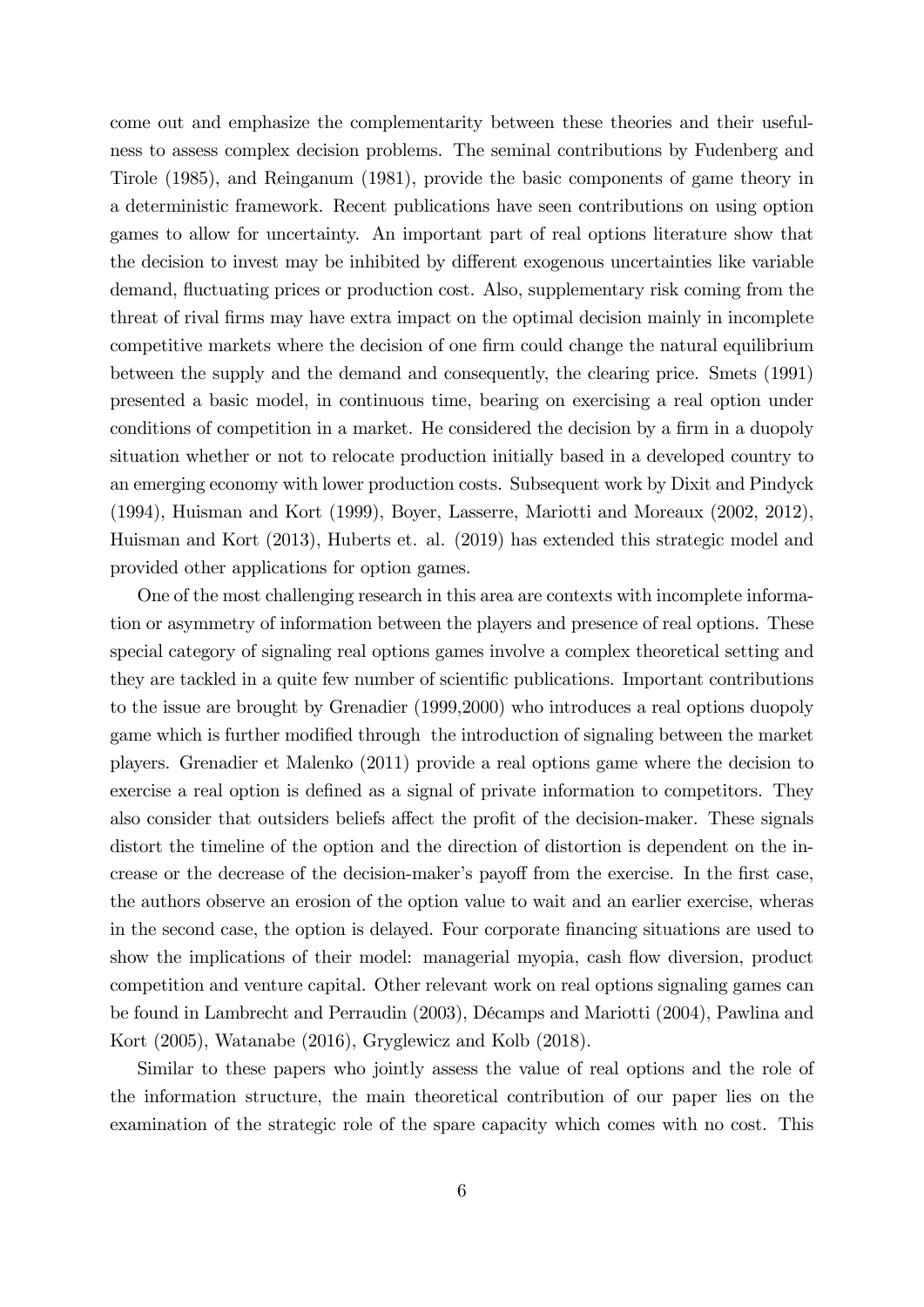come out and emphasize the complementarity between these theories and their usefulness to assess complex decision problems. The seminal contributions by Fudenberg and Tirole (1985), and Reinganum (1981), provide the basic components of game theory in a deterministic framework. Recent publications have seen contributions on using option games to allow for uncertainty. An important part of real options literature show that the decision to invest may be inhibited by different exogenous uncertainties like variable demand, fluctuating prices or production cost. Also, supplementary risk coming from the threat of rival firms may have extra impact on the optimal decision mainly in incomplete competitive markets where the decision of one firm could change the natural equilibrium between the supply and the demand and consequently, the clearing price. Smets (1991) presented a basic model, in continuous time, bearing on exercising a real option under conditions of competition in a market. He considered the decision by a firm in a duopoly situation whether or not to relocate production initially based in a developed country to an emerging economy with lower production costs. Subsequent work by Dixit and Pindyck (1994), Huisman and Kort (1999), Boyer, Lasserre, Mariotti and Moreaux (2002, 2012), Huisman and Kort (2013), Huberts et. al. (2019) has extended this strategic model and provided other applications for option games.

One of the most challenging research in this area are contexts with incomplete information or asymmetry of information between the players and presence of real options. These special category of signaling real options games involve a complex theoretical setting and they are tackled in a quite few number of scientific publications. Important contributions to the issue are brought by Grenadier (1999,2000) who introduces a real options duopoly game which is further modified through the introduction of signaling between the market players. Grenadier et Malenko (2011) provide a real options game where the decision to exercise a real option is defined as a signal of private information to competitors. They also consider that outsiders beliefs affect the profit of the decision-maker. These signals distort the timeline of the option and the direction of distortion is dependent on the increase or the decrease of the decision-maker's payoff from the exercise. In the first case, the authors observe an erosion of the option value to wait and an earlier exercise, wheras in the second case, the option is delayed. Four corporate financing situations are used to show the implications of their model: managerial myopia, cash flow diversion, product competition and venture capital. Other relevant work on real options signaling games can be found in Lambrecht and Perraudin (2003), Décamps and Mariotti (2004), Pawlina and Kort (2005), Watanabe (2016), Gryglewicz and Kolb (2018).

Similar to these papers who jointly assess the value of real options and the role of the information structure, the main theoretical contribution of our paper lies on the examination of the strategic role of the spare capacity which comes with no cost. This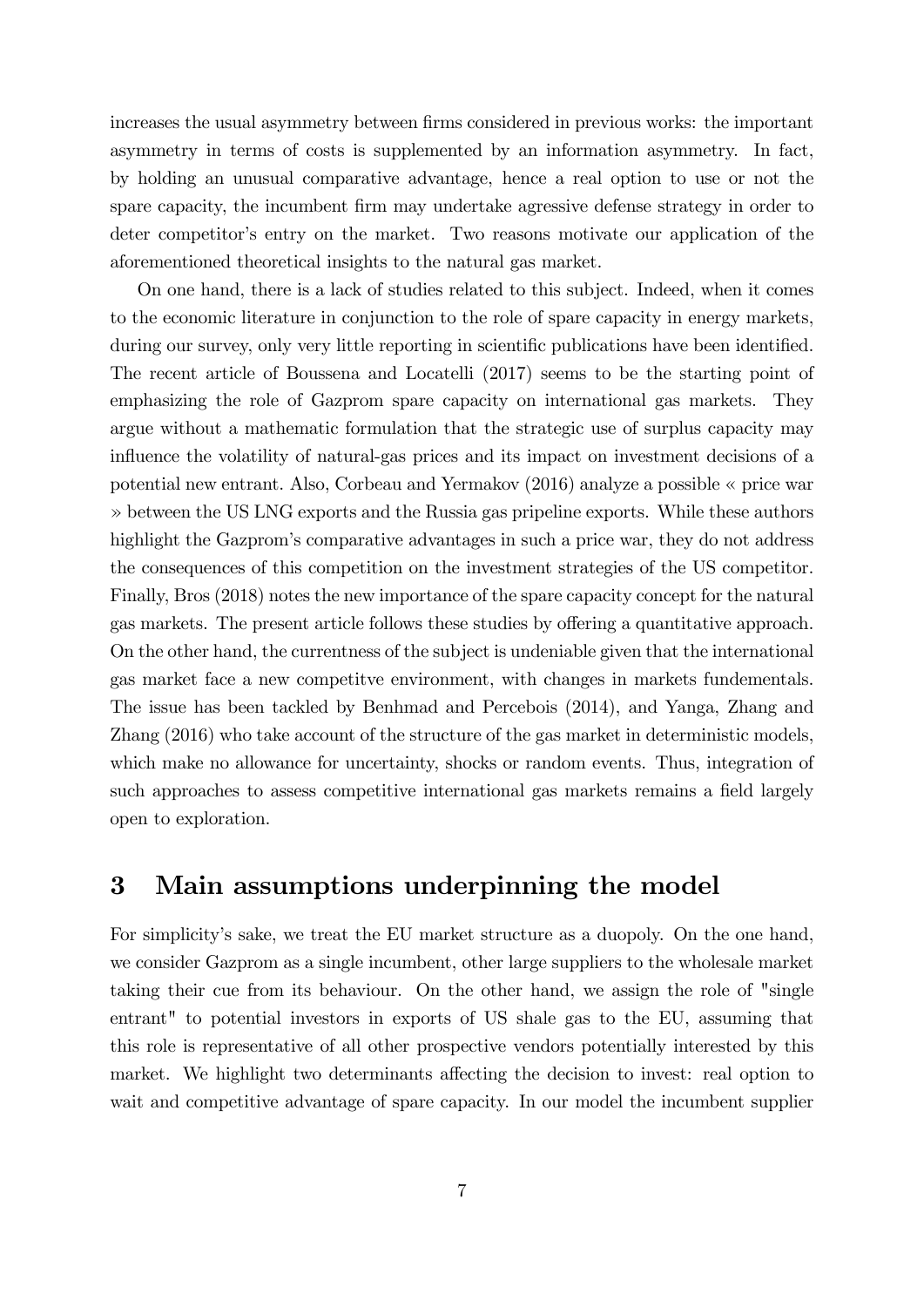increases the usual asymmetry between firms considered in previous works: the important asymmetry in terms of costs is supplemented by an information asymmetry. In fact, by holding an unusual comparative advantage, hence a real option to use or not the spare capacity, the incumbent firm may undertake agressive defense strategy in order to deter competitor's entry on the market. Two reasons motivate our application of the aforementioned theoretical insights to the natural gas market.

On one hand, there is a lack of studies related to this subject. Indeed, when it comes to the economic literature in conjunction to the role of spare capacity in energy markets, during our survey, only very little reporting in scientific publications have been identified. The recent article of Boussena and Locatelli (2017) seems to be the starting point of emphasizing the role of Gazprom spare capacity on international gas markets. They argue without a mathematic formulation that the strategic use of surplus capacity may influence the volatility of natural-gas prices and its impact on investment decisions of a potential new entrant. Also, Corbeau and Yermakov (2016) analyze a possible « price war » between the US LNG exports and the Russia gas pripeline exports. While these authors highlight the Gazprom's comparative advantages in such a price war, they do not address the consequences of this competition on the investment strategies of the US competitor. Finally, Bros (2018) notes the new importance of the spare capacity concept for the natural gas markets. The present article follows these studies by offering a quantitative approach. On the other hand, the currentness of the subject is undeniable given that the international gas market face a new competitve environment, with changes in markets fundementals. The issue has been tackled by Benhmad and Percebois (2014), and Yanga, Zhang and Zhang (2016) who take account of the structure of the gas market in deterministic models, which make no allowance for uncertainty, shocks or random events. Thus, integration of such approaches to assess competitive international gas markets remains a field largely open to exploration.

# 3 Main assumptions underpinning the model

For simplicity's sake, we treat the EU market structure as a duopoly. On the one hand, we consider Gazprom as a single incumbent, other large suppliers to the wholesale market taking their cue from its behaviour. On the other hand, we assign the role of "single entrant" to potential investors in exports of US shale gas to the EU, assuming that this role is representative of all other prospective vendors potentially interested by this market. We highlight two determinants affecting the decision to invest: real option to wait and competitive advantage of spare capacity. In our model the incumbent supplier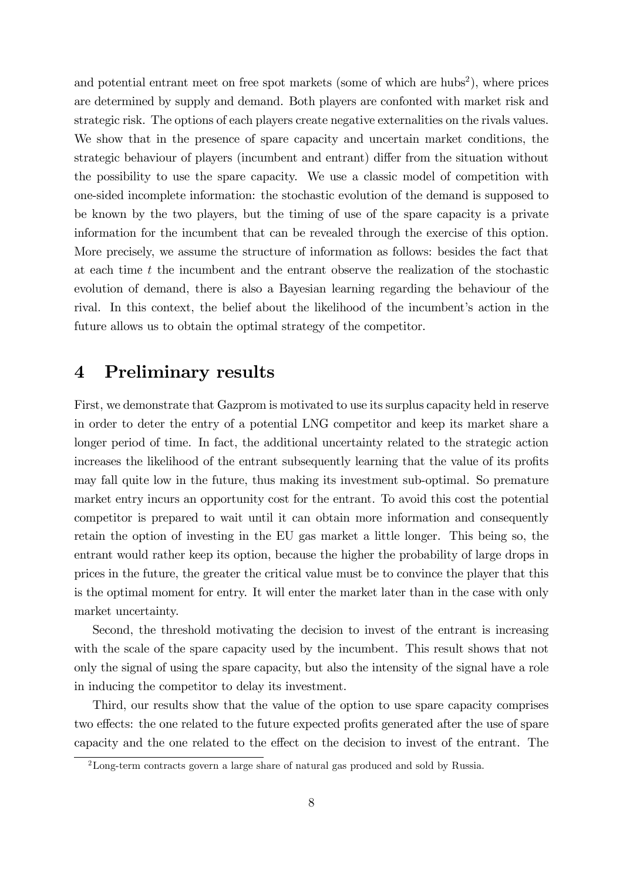and potential entrant meet on free spot markets (some of which are hubs[2]), where prices are determined by supply and demand. Both players are confonted with market risk and strategic risk. The options of each players create negative externalities on the rivals values. We show that in the presence of spare capacity and uncertain market conditions, the strategic behaviour of players (incumbent and entrant) differ from the situation without the possibility to use the spare capacity. We use a classic model of competition with one-sided incomplete information: the stochastic evolution of the demand is supposed to be known by the two players, but the timing of use of the spare capacity is a private information for the incumbent that can be revealed through the exercise of this option. More precisely, we assume the structure of information as follows: besides the fact that at each time $t$ the incumbent and the entrant observe the realization of the stochastic evolution of demand, there is also a Bayesian learning regarding the behaviour of the rival. In this context, the belief about the likelihood of the incumbent's action in the future allows us to obtain the optimal strategy of the competitor.

# 4 Preliminary results

First, we demonstrate that Gazprom is motivated to use its surplus capacity held in reserve in order to deter the entry of a potential LNG competitor and keep its market share a longer period of time. In fact, the additional uncertainty related to the strategic action increases the likelihood of the entrant subsequently learning that the value of its profits may fall quite low in the future, thus making its investment sub-optimal. So premature market entry incurs an opportunity cost for the entrant. To avoid this cost the potential competitor is prepared to wait until it can obtain more information and consequently retain the option of investing in the EU gas market a little longer. This being so, the entrant would rather keep its option, because the higher the probability of large drops in prices in the future, the greater the critical value must be to convince the player that this is the optimal moment for entry. It will enter the market later than in the case with only market uncertainty.

Second, the threshold motivating the decision to invest of the entrant is increasing with the scale of the spare capacity used by the incumbent. This result shows that not only the signal of using the spare capacity, but also the intensity of the signal have a role in inducing the competitor to delay its investment.

Third, our results show that the value of the option to use spare capacity comprises two effects: the one related to the future expected profits generated after the use of spare capacity and the one related to the effect on the decision to invest of the entrant. The

[2]Long-term contracts govern a large share of natural gas produced and sold by Russia.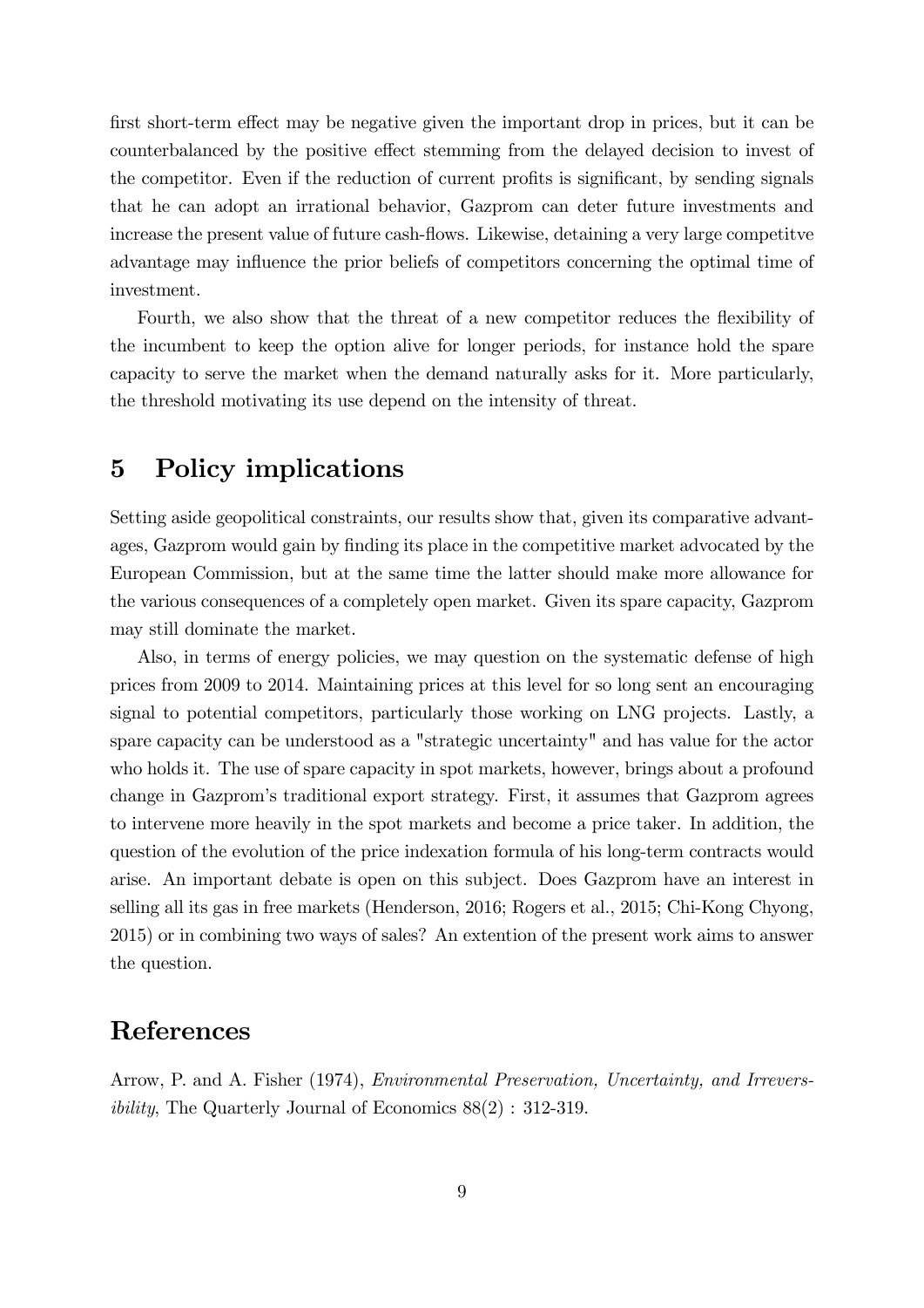first short-term effect may be negative given the important drop in prices, but it can be counterbalanced by the positive effect stemming from the delayed decision to invest of the competitor. Even if the reduction of current profits is significant, by sending signals that he can adopt an irrational behavior, Gazprom can deter future investments and increase the present value of future cash-flows. Likewise, detaining a very large competitve advantage may influence the prior beliefs of competitors concerning the optimal time of investment.

Fourth, we also show that the threat of a new competitor reduces the flexibility of the incumbent to keep the option alive for longer periods, for instance hold the spare capacity to serve the market when the demand naturally asks for it. More particularly, the threshold motivating its use depend on the intensity of threat.

# 5 Policy implications

Setting aside geopolitical constraints, our results show that, given its comparative advantages, Gazprom would gain by finding its place in the competitive market advocated by the European Commission, but at the same time the latter should make more allowance for the various consequences of a completely open market. Given its spare capacity, Gazprom may still dominate the market.

Also, in terms of energy policies, we may question on the systematic defense of high prices from 2009 to 2014. Maintaining prices at this level for so long sent an encouraging signal to potential competitors, particularly those working on LNG projects. Lastly, a spare capacity can be understood as a "strategic uncertainty" and has value for the actor who holds it. The use of spare capacity in spot markets, however, brings about a profound change in Gazprom's traditional export strategy. First, it assumes that Gazprom agrees to intervene more heavily in the spot markets and become a price taker. In addition, the question of the evolution of the price indexation formula of his long-term contracts would arise. An important debate is open on this subject. Does Gazprom have an interest in selling all its gas in free markets (Henderson, 2016; Rogers et al., 2015; Chi-Kong Chyong, 2015) or in combining two ways of sales? An extention of the present work aims to answer the question.

# References

Arrow, P. and A. Fisher (1974), *Environmental Preservation, Uncertainty, and Irreversibility*, The Quarterly Journal of Economics 88(2) : 312-319.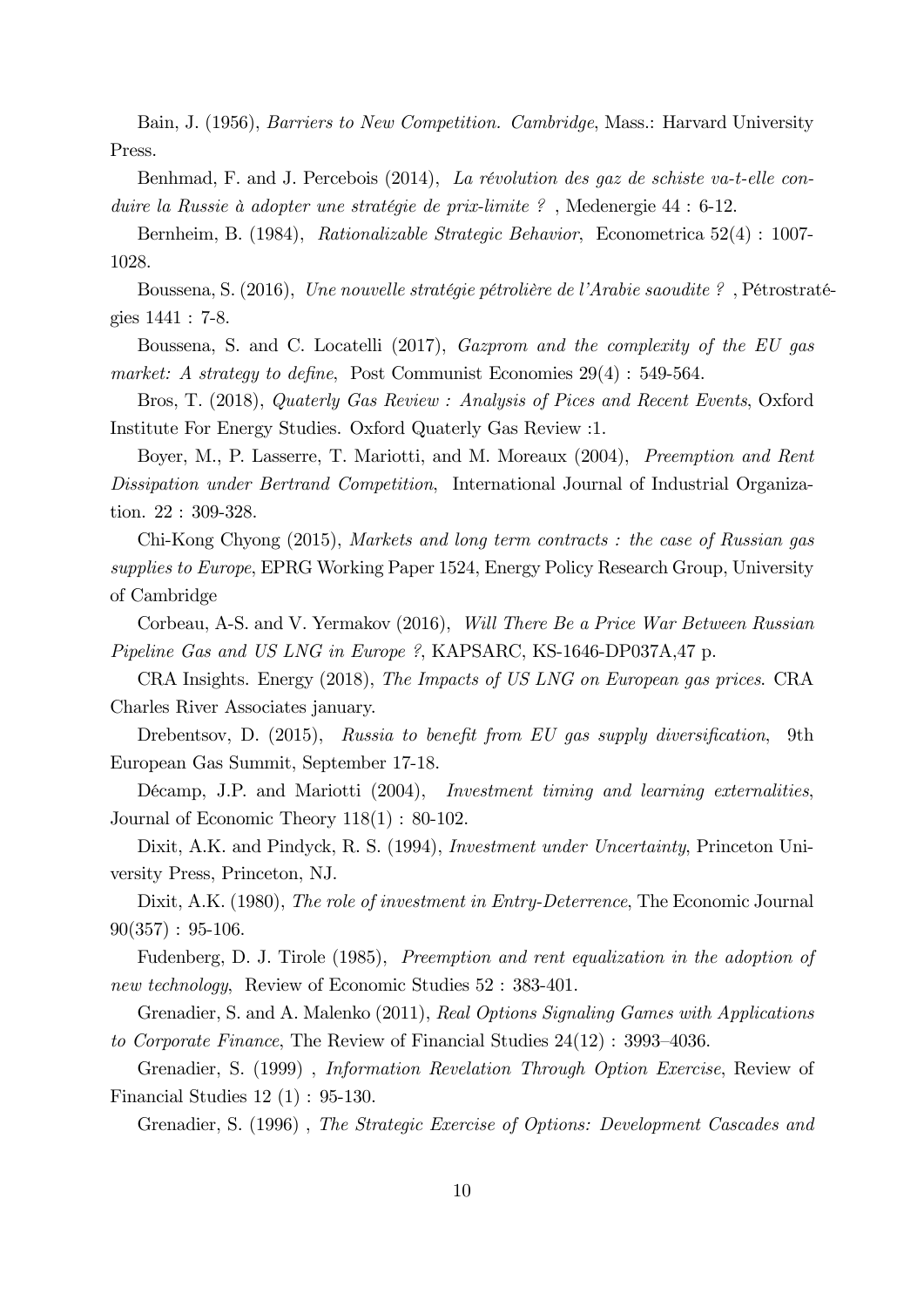Bain, J. (1956), *Barriers to New Competition. Cambridge*, Mass.: Harvard University Press.

Benhmad, F. and J. Percebois (2014), *La révolution des gaz de schiste va-t-elle conduire la Russie à adopter une stratégie de prix-limite ?* , Medenergie 44 : 6-12.

Bernheim, B. (1984), *Rationalizable Strategic Behavior*, Econometrica 52(4) : 1007-1028.

Boussena, S. (2016), *Une nouvelle stratégie pétrolière de l'Arabie saoudite ?* , Pétrostratégies 1441 : 7-8.

Boussena, S. and C. Locatelli (2017), *Gazprom and the complexity of the EU gas market: A strategy to define*, Post Communist Economies 29(4) : 549-564.

Bros, T. (2018), *Quaterly Gas Review : Analysis of Pices and Recent Events*, Oxford Institute For Energy Studies. Oxford Quaterly Gas Review :1.

Boyer, M., P. Lasserre, T. Mariotti, and M. Moreaux (2004), *Preemption and Rent Dissipation under Bertrand Competition*, International Journal of Industrial Organization. 22 : 309-328.

Chi-Kong Chyong (2015), *Markets and long term contracts : the case of Russian gas supplies to Europe*, EPRG Working Paper 1524, Energy Policy Research Group, University of Cambridge

Corbeau, A-S. and V. Yermakov (2016), *Will There Be a Price War Between Russian Pipeline Gas and US LNG in Europe ?*, KAPSARC, KS-1646-DP037A,47 p.

CRA Insights. Energy (2018), *The Impacts of US LNG on European gas prices*. CRA Charles River Associates january.

Drebentsov, D. (2015), *Russia to benefit from EU gas supply diversification*, 9th European Gas Summit, September 17-18.

Décamp, J.P. and Mariotti (2004), *Investment timing and learning externalities*, Journal of Economic Theory 118(1) : 80-102.

Dixit, A.K. and Pindyck, R. S. (1994), *Investment under Uncertainty*, Princeton University Press, Princeton, NJ.

Dixit, A.K. (1980), *The role of investment in Entry-Deterrence*, The Economic Journal 90(357) : 95-106.

Fudenberg, D. J. Tirole (1985), *Preemption and rent equalization in the adoption of new technology*, Review of Economic Studies 52 : 383-401.

Grenadier, S. and A. Malenko (2011), *Real Options Signaling Games with Applications to Corporate Finance*, The Review of Financial Studies 24(12) : 3993–4036.

Grenadier, S. (1999) , *Information Revelation Through Option Exercise*, Review of Financial Studies 12 (1) : 95-130.

Grenadier, S. (1996) , *The Strategic Exercise of Options: Development Cascades and*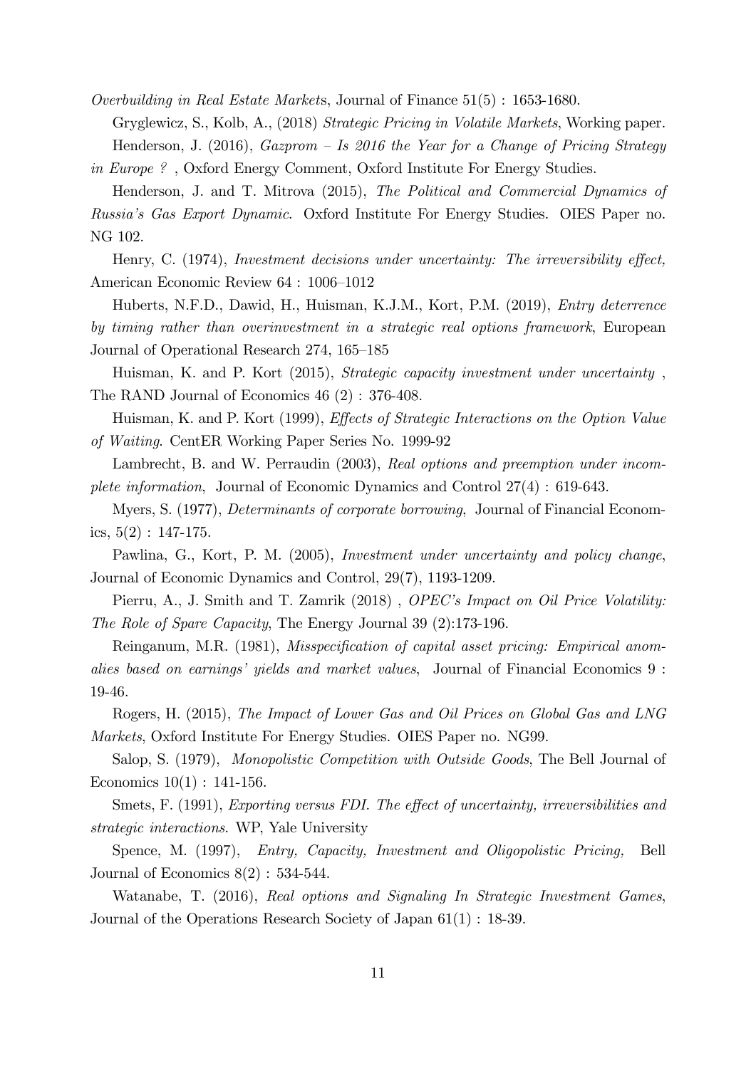*Overbuilding in Real Estate Markets*, Journal of Finance 51(5) : 1653-1680.

Gryglewicz, S., Kolb, A., (2018) *Strategic Pricing in Volatile Markets*, Working paper.

Henderson, J. (2016), *Gazprom – Is 2016 the Year for a Change of Pricing Strategy in Europe ?* , Oxford Energy Comment, Oxford Institute For Energy Studies.

Henderson, J. and T. Mitrova (2015), *The Political and Commercial Dynamics of Russia's Gas Export Dynamic*. Oxford Institute For Energy Studies. OIES Paper no. NG 102.

Henry, C. (1974), *Investment decisions under uncertainty: The irreversibility effect,* American Economic Review 64 : 1006–1012

Huberts, N.F.D., Dawid, H., Huisman, K.J.M., Kort, P.M. (2019), *Entry deterrence by timing rather than overinvestment in a strategic real options framework*, European Journal of Operational Research 274, 165–185

Huisman, K. and P. Kort (2015), *Strategic capacity investment under uncertainty* , The RAND Journal of Economics 46 (2) : 376-408.

Huisman, K. and P. Kort (1999), *Effects of Strategic Interactions on the Option Value of Waiting*. CentER Working Paper Series No. 1999-92

Lambrecht, B. and W. Perraudin (2003), *Real options and preemption under incomplete information*, Journal of Economic Dynamics and Control 27(4) : 619-643.

Myers, S. (1977), *Determinants of corporate borrowing*, Journal of Financial Economics, 5(2) : 147-175.

Pawlina, G., Kort, P. M. (2005), *Investment under uncertainty and policy change*, Journal of Economic Dynamics and Control, 29(7), 1193-1209.

Pierru, A., J. Smith and T. Zamrik (2018) , *OPEC's Impact on Oil Price Volatility: The Role of Spare Capacity*, The Energy Journal 39 (2):173-196.

Reinganum, M.R. (1981), *Misspecification of capital asset pricing: Empirical anomalies based on earnings' yields and market values*, Journal of Financial Economics 9 : 19-46.

Rogers, H. (2015), *The Impact of Lower Gas and Oil Prices on Global Gas and LNG Markets*, Oxford Institute For Energy Studies. OIES Paper no. NG99.

Salop, S. (1979), *Monopolistic Competition with Outside Goods*, The Bell Journal of Economics 10(1) : 141-156.

Smets, F. (1991), *Exporting versus FDI. The effect of uncertainty, irreversibilities and strategic interactions*. WP, Yale University

Spence, M. (1997), *Entry, Capacity, Investment and Oligopolistic Pricing,* Bell Journal of Economics 8(2) : 534-544.

Watanabe, T. (2016), *Real options and Signaling In Strategic Investment Games*, Journal of the Operations Research Society of Japan 61(1) : 18-39.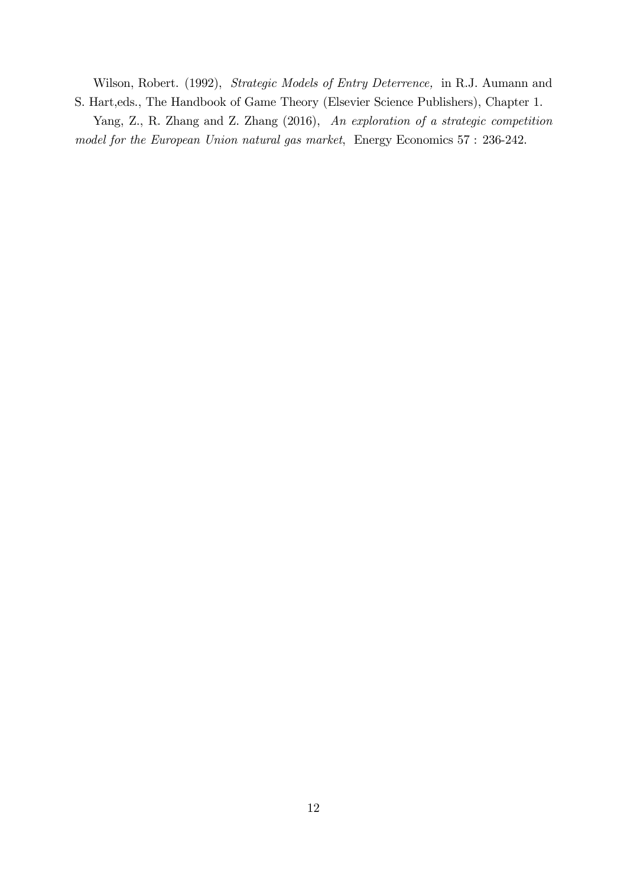Wilson, Robert. (1992), *Strategic Models of Entry Deterrence,* in R.J. Aumann and S. Hart,eds., The Handbook of Game Theory (Elsevier Science Publishers), Chapter 1.

Yang, Z., R. Zhang and Z. Zhang (2016), *An exploration of a strategic competition model for the European Union natural gas market*, Energy Economics 57 : 236-242.